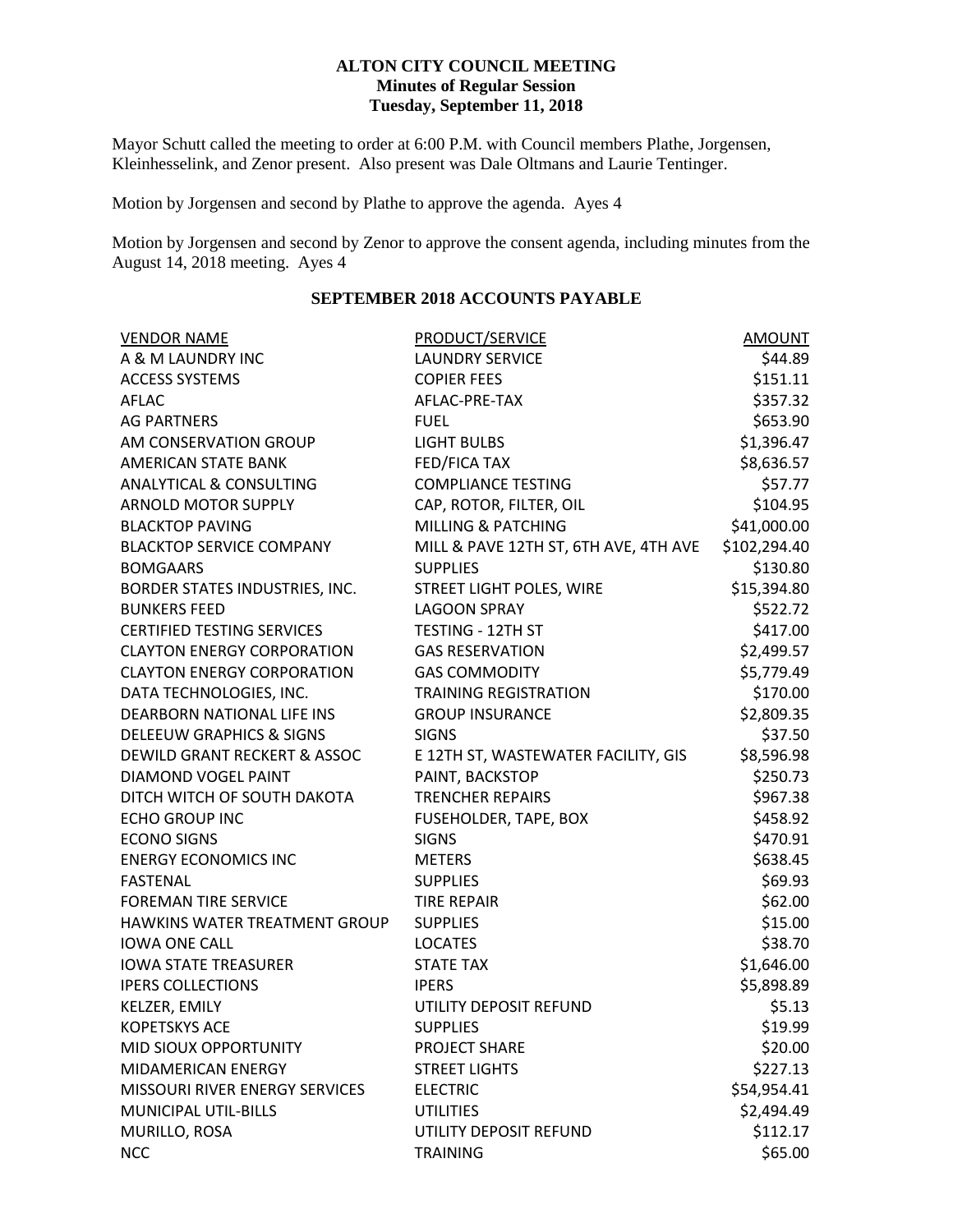**ALTON CITY COUNCIL MEETING**
**Minutes of Regular Session**
**Tuesday, September 11, 2018**

Mayor Schutt called the meeting to order at 6:00 P.M. with Council members Plathe, Jorgensen, Kleinhesselink, and Zenor present. Also present was Dale Oltmans and Laurie Tentinger.

Motion by Jorgensen and second by Plathe to approve the agenda. Ayes 4

Motion by Jorgensen and second by Zenor to approve the consent agenda, including minutes from the August 14, 2018 meeting. Ayes 4

**SEPTEMBER 2018 ACCOUNTS PAYABLE**

| VENDOR NAME | PRODUCT/SERVICE | AMOUNT |
|---|---|---|
| A & M LAUNDRY INC | LAUNDRY SERVICE | $44.89 |
| ACCESS SYSTEMS | COPIER FEES | $151.11 |
| AFLAC | AFLAC-PRE-TAX | $357.32 |
| AG PARTNERS | FUEL | $653.90 |
| AM CONSERVATION GROUP | LIGHT BULBS | $1,396.47 |
| AMERICAN STATE BANK | FED/FICA TAX | $8,636.57 |
| ANALYTICAL & CONSULTING | COMPLIANCE TESTING | $57.77 |
| ARNOLD MOTOR SUPPLY | CAP, ROTOR, FILTER, OIL | $104.95 |
| BLACKTOP PAVING | MILLING & PATCHING | $41,000.00 |
| BLACKTOP SERVICE COMPANY | MILL & PAVE 12TH ST, 6TH AVE, 4TH AVE | $102,294.40 |
| BOMGAARS | SUPPLIES | $130.80 |
| BORDER STATES INDUSTRIES, INC. | STREET LIGHT POLES, WIRE | $15,394.80 |
| BUNKERS FEED | LAGOON SPRAY | $522.72 |
| CERTIFIED TESTING SERVICES | TESTING - 12TH ST | $417.00 |
| CLAYTON ENERGY CORPORATION | GAS RESERVATION | $2,499.57 |
| CLAYTON ENERGY CORPORATION | GAS COMMODITY | $5,779.49 |
| DATA TECHNOLOGIES, INC. | TRAINING REGISTRATION | $170.00 |
| DEARBORN NATIONAL LIFE INS | GROUP INSURANCE | $2,809.35 |
| DELEEUW GRAPHICS & SIGNS | SIGNS | $37.50 |
| DEWILD GRANT RECKERT & ASSOC | E 12TH ST, WASTEWATER FACILITY, GIS | $8,596.98 |
| DIAMOND VOGEL PAINT | PAINT, BACKSTOP | $250.73 |
| DITCH WITCH OF SOUTH DAKOTA | TRENCHER REPAIRS | $967.38 |
| ECHO GROUP INC | FUSEHOLDER, TAPE, BOX | $458.92 |
| ECONO SIGNS | SIGNS | $470.91 |
| ENERGY ECONOMICS INC | METERS | $638.45 |
| FASTENAL | SUPPLIES | $69.93 |
| FOREMAN TIRE SERVICE | TIRE REPAIR | $62.00 |
| HAWKINS WATER TREATMENT GROUP | SUPPLIES | $15.00 |
| IOWA ONE CALL | LOCATES | $38.70 |
| IOWA STATE TREASURER | STATE TAX | $1,646.00 |
| IPERS COLLECTIONS | IPERS | $5,898.89 |
| KELZER, EMILY | UTILITY DEPOSIT REFUND | $5.13 |
| KOPETSKYS ACE | SUPPLIES | $19.99 |
| MID SIOUX OPPORTUNITY | PROJECT SHARE | $20.00 |
| MIDAMERICAN ENERGY | STREET LIGHTS | $227.13 |
| MISSOURI RIVER ENERGY SERVICES | ELECTRIC | $54,954.41 |
| MUNICIPAL UTIL-BILLS | UTILITIES | $2,494.49 |
| MURILLO, ROSA | UTILITY DEPOSIT REFUND | $112.17 |
| NCC | TRAINING | $65.00 |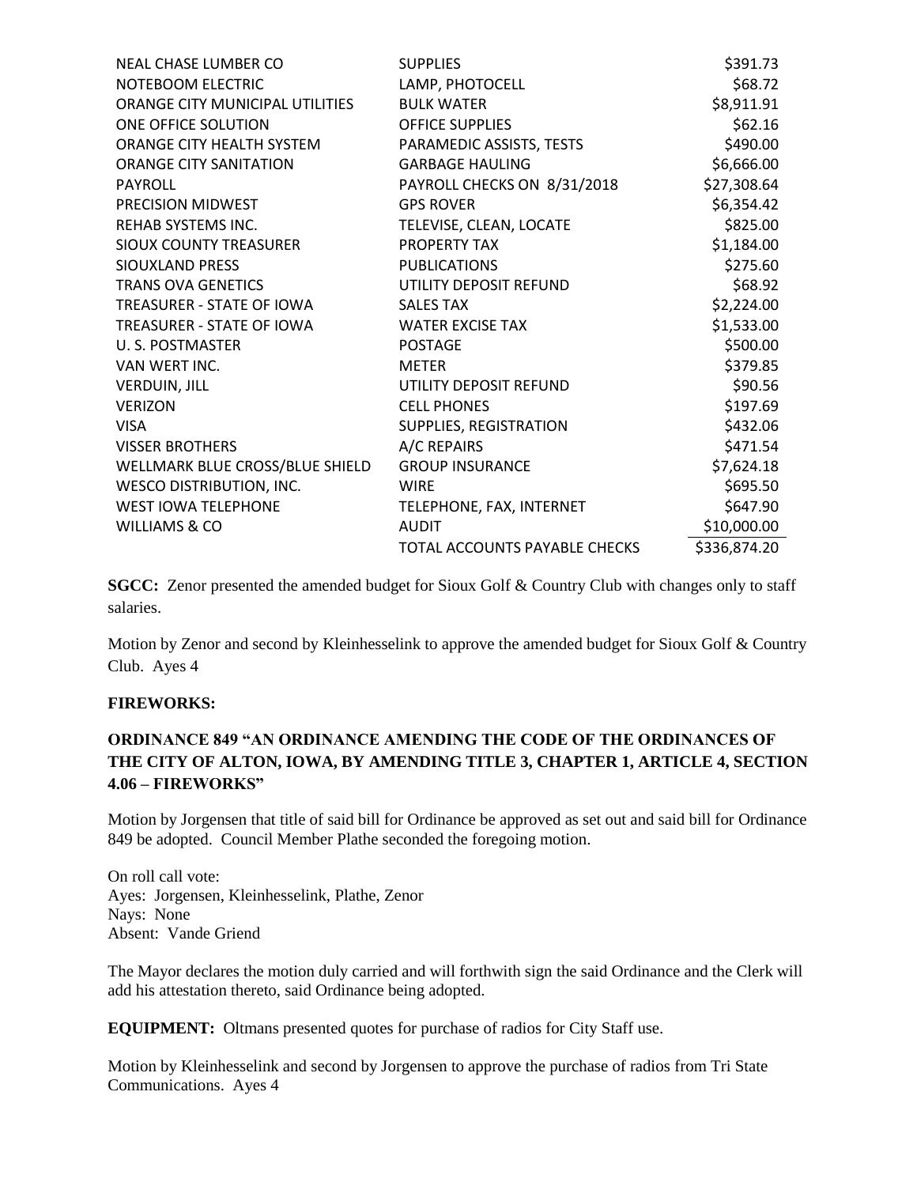| | | |
|---|---|---|
| NEAL CHASE LUMBER CO | SUPPLIES | $391.73 |
| NOTEBOOM ELECTRIC | LAMP, PHOTOCELL | $68.72 |
| ORANGE CITY MUNICIPAL UTILITIES | BULK WATER | $8,911.91 |
| ONE OFFICE SOLUTION | OFFICE SUPPLIES | $62.16 |
| ORANGE CITY HEALTH SYSTEM | PARAMEDIC ASSISTS, TESTS | $490.00 |
| ORANGE CITY SANITATION | GARBAGE HAULING | $6,666.00 |
| PAYROLL | PAYROLL CHECKS ON 8/31/2018 | $27,308.64 |
| PRECISION MIDWEST | GPS ROVER | $6,354.42 |
| REHAB SYSTEMS INC. | TELEVISE, CLEAN, LOCATE | $825.00 |
| SIOUX COUNTY TREASURER | PROPERTY TAX | $1,184.00 |
| SIOUXLAND PRESS | PUBLICATIONS | $275.60 |
| TRANS OVA GENETICS | UTILITY DEPOSIT REFUND | $68.92 |
| TREASURER - STATE OF IOWA | SALES TAX | $2,224.00 |
| TREASURER - STATE OF IOWA | WATER EXCISE TAX | $1,533.00 |
| U. S. POSTMASTER | POSTAGE | $500.00 |
| VAN WERT INC. | METER | $379.85 |
| VERDUIN, JILL | UTILITY DEPOSIT REFUND | $90.56 |
| VERIZON | CELL PHONES | $197.69 |
| VISA | SUPPLIES, REGISTRATION | $432.06 |
| VISSER BROTHERS | A/C REPAIRS | $471.54 |
| WELLMARK BLUE CROSS/BLUE SHIELD | GROUP INSURANCE | $7,624.18 |
| WESCO DISTRIBUTION, INC. | WIRE | $695.50 |
| WEST IOWA TELEPHONE | TELEPHONE, FAX, INTERNET | $647.90 |
| WILLIAMS & CO | AUDIT | $10,000.00 |
| | TOTAL ACCOUNTS PAYABLE CHECKS | $336,874.20 |

**SGCC:** Zenor presented the amended budget for Sioux Golf & Country Club with changes only to staff salaries.

Motion by Zenor and second by Kleinhesselink to approve the amended budget for Sioux Golf & Country Club. Ayes 4

**FIREWORKS:**

**ORDINANCE 849 "AN ORDINANCE AMENDING THE CODE OF THE ORDINANCES OF THE CITY OF ALTON, IOWA, BY AMENDING TITLE 3, CHAPTER 1, ARTICLE 4, SECTION 4.06 – FIREWORKS"**

Motion by Jorgensen that title of said bill for Ordinance be approved as set out and said bill for Ordinance 849 be adopted. Council Member Plathe seconded the foregoing motion.

On roll call vote:
Ayes: Jorgensen, Kleinhesselink, Plathe, Zenor
Nays: None
Absent: Vande Griend

The Mayor declares the motion duly carried and will forthwith sign the said Ordinance and the Clerk will add his attestation thereto, said Ordinance being adopted.

**EQUIPMENT:** Oltmans presented quotes for purchase of radios for City Staff use.

Motion by Kleinhesselink and second by Jorgensen to approve the purchase of radios from Tri State Communications. Ayes 4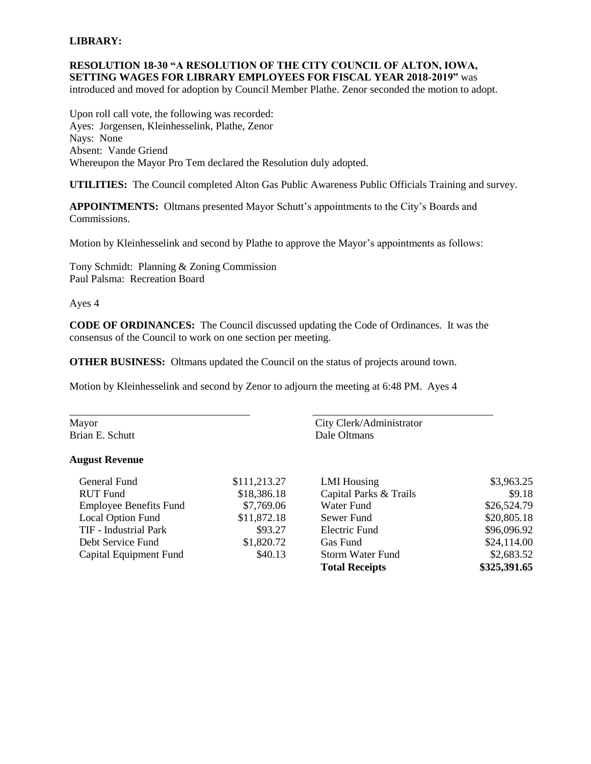**LIBRARY:**

**RESOLUTION 18-30 "A RESOLUTION OF THE CITY COUNCIL OF ALTON, IOWA, SETTING WAGES FOR LIBRARY EMPLOYEES FOR FISCAL YEAR 2018-2019"** was introduced and moved for adoption by Council Member Plathe. Zenor seconded the motion to adopt.

Upon roll call vote, the following was recorded:
Ayes: Jorgensen, Kleinhesselink, Plathe, Zenor
Nays: None
Absent: Vande Griend
Whereupon the Mayor Pro Tem declared the Resolution duly adopted.

**UTILITIES:** The Council completed Alton Gas Public Awareness Public Officials Training and survey.

**APPOINTMENTS:** Oltmans presented Mayor Schutt's appointments to the City's Boards and Commissions.

Motion by Kleinhesselink and second by Plathe to approve the Mayor's appointments as follows:

Tony Schmidt: Planning & Zoning Commission
Paul Palsma: Recreation Board

Ayes 4

**CODE OF ORDINANCES:** The Council discussed updating the Code of Ordinances. It was the consensus of the Council to work on one section per meeting.

**OTHER BUSINESS:** Oltmans updated the Council on the status of projects around town.

Motion by Kleinhesselink and second by Zenor to adjourn the meeting at 6:48 PM. Ayes 4

\_\_\_\_\_\_\_\_\_\_\_\_\_\_\_\_\_\_\_\_\_\_\_\_\_\_\_\_\_\_\_\_\_\_ \_\_\_\_\_\_\_\_\_\_\_\_\_\_\_\_\_\_\_\_\_\_\_\_\_\_\_\_\_\_\_\_\_\_

Mayor
Brian E. Schutt

City Clerk/Administrator
Dale Oltmans

**August Revenue**

| | | | |
|---|---|---|---|
| General Fund | $111,213.27 | LMI Housing | $3,963.25 |
| RUT Fund | $18,386.18 | Capital Parks & Trails | $9.18 |
| Employee Benefits Fund | $7,769.06 | Water Fund | $26,524.79 |
| Local Option Fund | $11,872.18 | Sewer Fund | $20,805.18 |
| TIF - Industrial Park | $93.27 | Electric Fund | $96,096.92 |
| Debt Service Fund | $1,820.72 | Gas Fund | $24,114.00 |
| Capital Equipment Fund | $40.13 | Storm Water Fund | $2,683.52 |
| | | **Total Receipts** | **$325,391.65** |